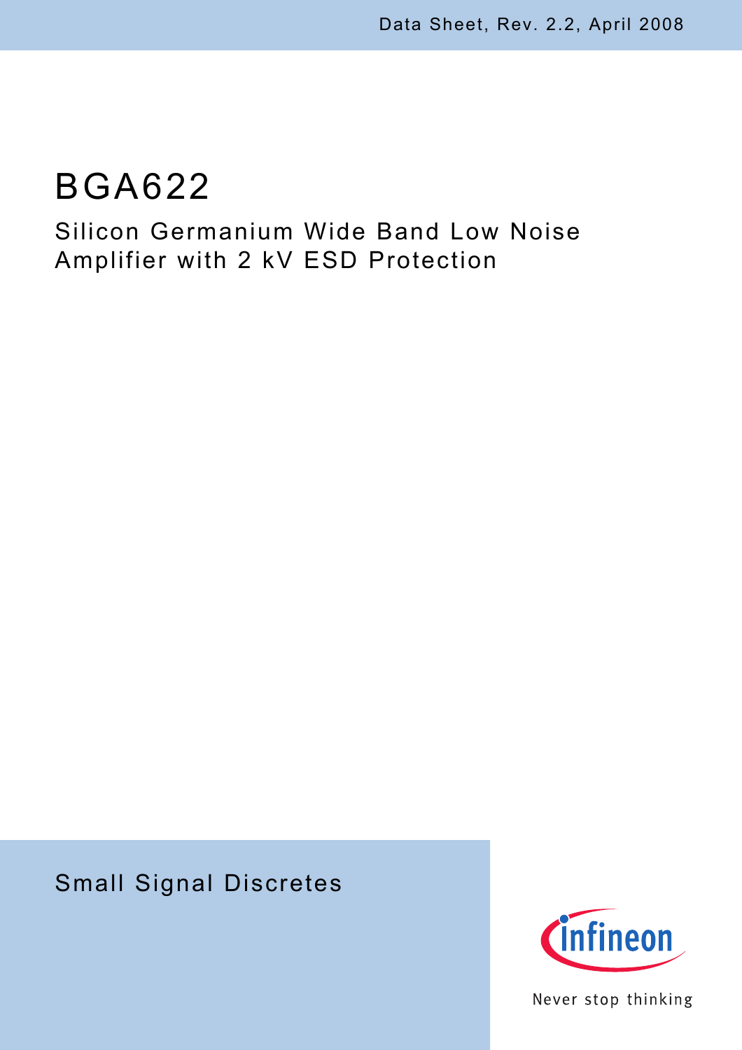Data Sheet, Rev. 2.2, April 2008

# BGA622

## Silicon Germanium Wide Band Low Noise Amplifier with 2 kV ESD Protection

Small Signal Discretes

Never stop thinking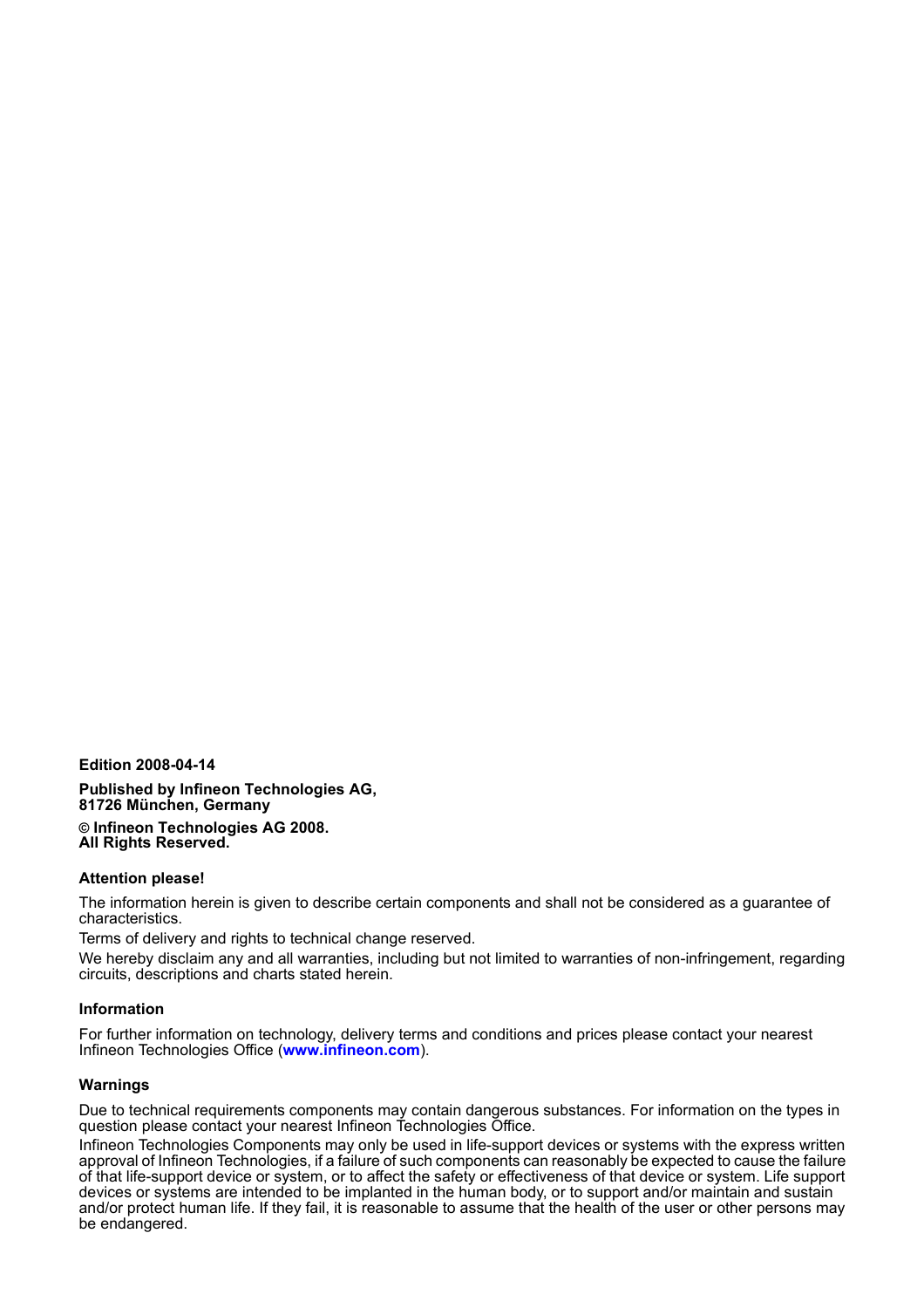**Edition 2008-04-14**

**Published by Infineon Technologies AG,**
**81726 München, Germany**

**© Infineon Technologies AG 2008.**
**All Rights Reserved.**

**Attention please!**

The information herein is given to describe certain components and shall not be considered as a guarantee of characteristics.

Terms of delivery and rights to technical change reserved.

We hereby disclaim any and all warranties, including but not limited to warranties of non-infringement, regarding circuits, descriptions and charts stated herein.

**Information**

For further information on technology, delivery terms and conditions and prices please contact your nearest Infineon Technologies Office (**www.infineon.com**).

**Warnings**

Due to technical requirements components may contain dangerous substances. For information on the types in question please contact your nearest Infineon Technologies Office.

Infineon Technologies Components may only be used in life-support devices or systems with the express written approval of Infineon Technologies, if a failure of such components can reasonably be expected to cause the failure of that life-support device or system, or to affect the safety or effectiveness of that device or system. Life support devices or systems are intended to be implanted in the human body, or to support and/or maintain and sustain and/or protect human life. If they fail, it is reasonable to assume that the health of the user or other persons may be endangered.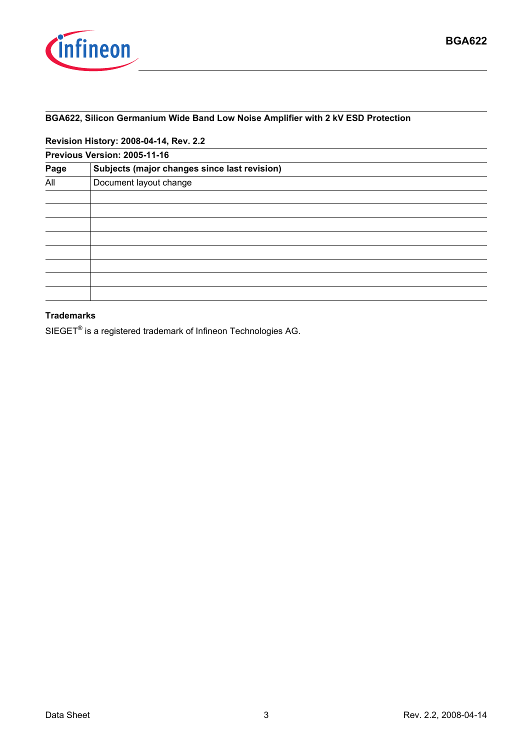**BGA622, Silicon Germanium Wide Band Low Noise Amplifier with 2 kV ESD Protection**

**Revision History: 2008-04-14, Rev. 2.2**

| **Previous Version: 2005-11-16** | |
|---|---|
| **Page** | **Subjects (major changes since last revision)** |
| All | Document layout change |
| | |
| | |
| | |
| | |
| | |
| | |
| | |
| | |

**Trademarks**

SIEGET® is a registered trademark of Infineon Technologies AG.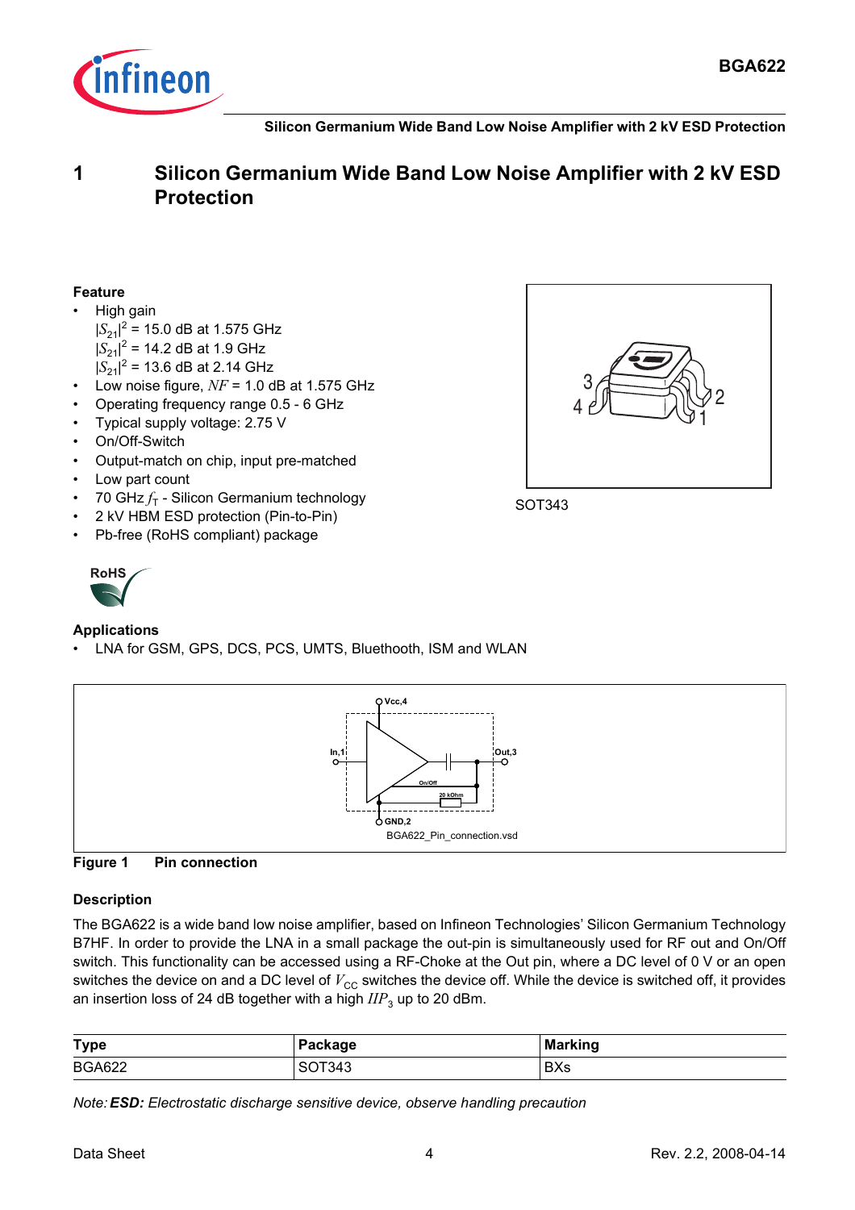# 1 Silicon Germanium Wide Band Low Noise Amplifier with 2 kV ESD Protection

**Feature**

- High gain
  $|S_{21}|^2$ = 15.0 dB at 1.575 GHz
  $|S_{21}|^2$ = 14.2 dB at 1.9 GHz
  $|S_{21}|^2$ = 13.6 dB at 2.14 GHz
- Low noise figure, $NF$ = 1.0 dB at 1.575 GHz
- Operating frequency range 0.5 - 6 GHz
- Typical supply voltage: 2.75 V
- On/Off-Switch
- Output-match on chip, input pre-matched
- Low part count
- 70 GHz $f_T$ - Silicon Germanium technology
- 2 kV HBM ESD protection (Pin-to-Pin)
- Pb-free (RoHS compliant) package

SOT343

**Applications**

- LNA for GSM, GPS, DCS, PCS, UMTS, Bluetooth, ISM and WLAN

**Figure 1 Pin connection**

**Description**

The BGA622 is a wide band low noise amplifier, based on Infineon Technologies' Silicon Germanium Technology B7HF. In order to provide the LNA in a small package the out-pin is simultaneously used for RF out and On/Off switch. This functionality can be accessed using a RF-Choke at the Out pin, where a DC level of 0 V or an open switches the device on and a DC level of $V_{CC}$ switches the device off. While the device is switched off, it provides an insertion loss of 24 dB together with a high $IIP_3$ up to 20 dBm.

| Type | Package | Marking |
|---|---|---|
| BGA622 | SOT343 | BXs |

*Note: **ESD:** Electrostatic discharge sensitive device, observe handling precaution*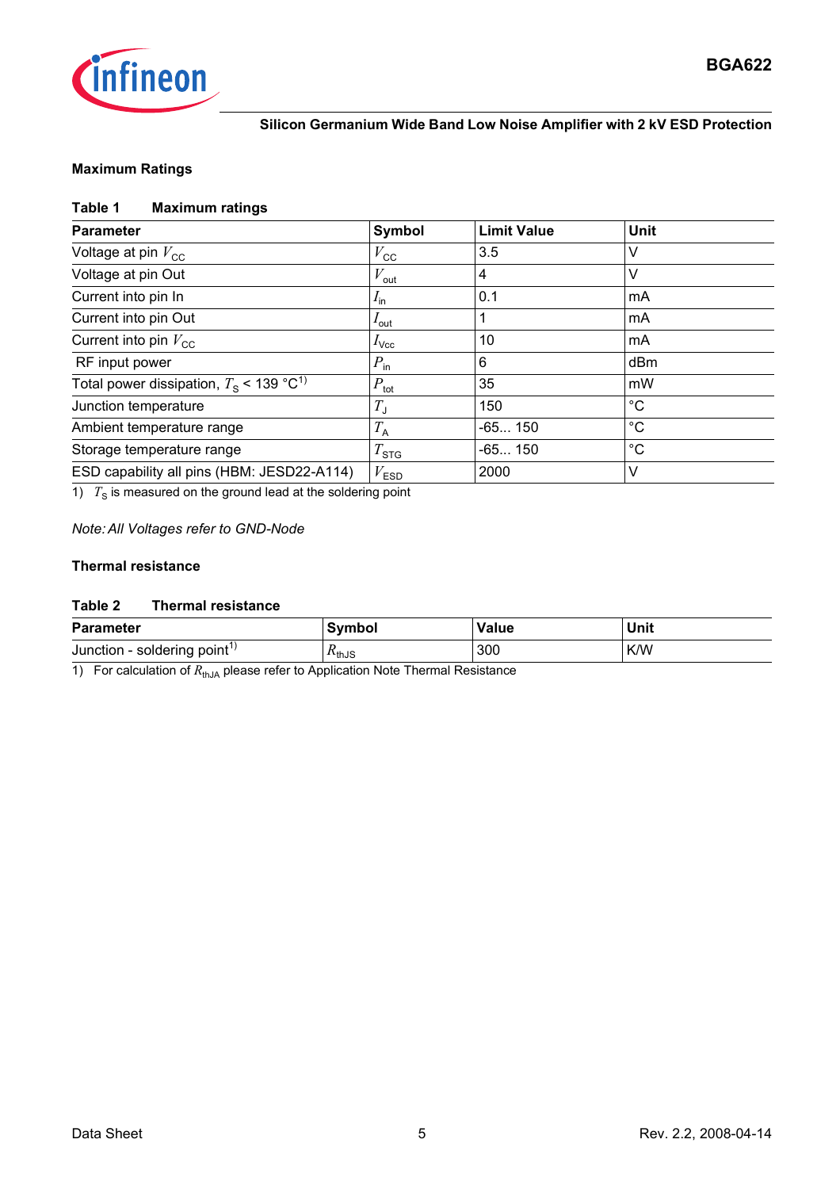## Maximum Ratings

**Table 1 Maximum ratings**

| Parameter | Symbol | Limit Value | Unit |
|---|---|---|---|
| Voltage at pin $V_{CC}$ | $V_{CC}$ | 3.5 | V |
| Voltage at pin Out | $V_{out}$ | 4 | V |
| Current into pin In | $I_{in}$ | 0.1 | mA |
| Current into pin Out | $I_{out}$ | 1 | mA |
| Current into pin $V_{CC}$ | $I_{Vcc}$ | 10 | mA |
| RF input power | $P_{in}$ | 6 | dBm |
| Total power dissipation, $T_S$ < 139 °C[1)] | $P_{tot}$ | 35 | mW |
| Junction temperature | $T_J$ | 150 | °C |
| Ambient temperature range | $T_A$ | -65... 150 | °C |
| Storage temperature range | $T_{STG}$ | -65... 150 | °C |
| ESD capability all pins (HBM: JESD22-A114) | $V_{ESD}$ | 2000 | V |

1) $T_S$ is measured on the ground lead at the soldering point

*Note: All Voltages refer to GND-Node*

## Thermal resistance

**Table 2 Thermal resistance**

| Parameter | Symbol | Value | Unit |
|---|---|---|---|
| Junction - soldering point[1)] | $R_{thJS}$ | 300 | K/W |

1) For calculation of $R_{thJA}$ please refer to Application Note Thermal Resistance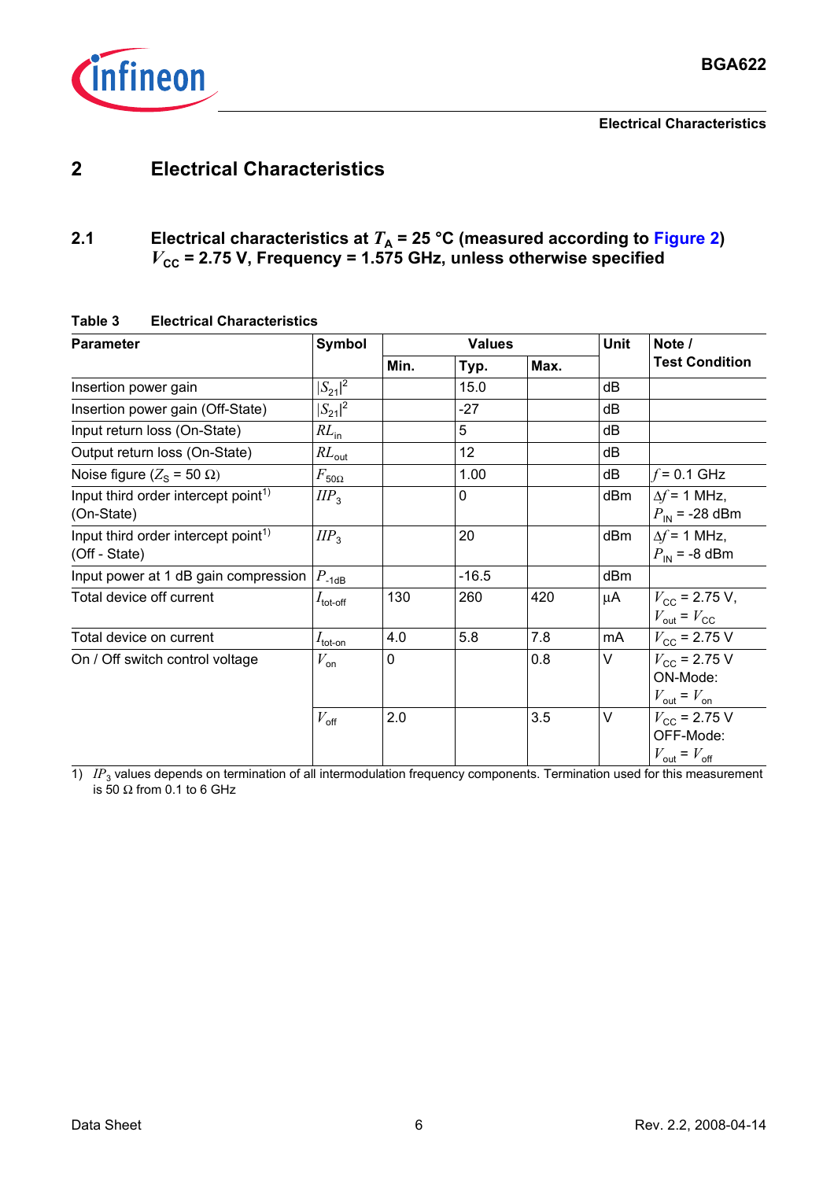## 2 Electrical Characteristics

### 2.1 Electrical characteristics at $T_A$ = 25 °C (measured according to Figure 2) $V_{CC}$ = 2.75 V, Frequency = 1.575 GHz, unless otherwise specified

**Table 3 Electrical Characteristics**

| Parameter | Symbol | Values | | | Unit | Note / Test Condition |
|---|---|---|---|---|---|---|
| | | Min. | Typ. | Max. | | |
| Insertion power gain | $\|S_{21}\|^2$ | | 15.0 | | dB | |
| Insertion power gain (Off-State) | $\|S_{21}\|^2$ | | -27 | | dB | |
| Input return loss (On-State) | $RL_{in}$ | | 5 | | dB | |
| Output return loss (On-State) | $RL_{out}$ | | 12 | | dB | |
| Noise figure ($Z_S$ = 50 Ω) | $F_{50\Omega}$ | | 1.00 | | dB | $f$ = 0.1 GHz |
| Input third order intercept point[1] (On-State) | $IIP_3$ | | 0 | | dBm | $\Delta f$ = 1 MHz, $P_{IN}$ = -28 dBm |
| Input third order intercept point[1] (Off - State) | $IIP_3$ | | 20 | | dBm | $\Delta f$ = 1 MHz, $P_{IN}$ = -8 dBm |
| Input power at 1 dB gain compression | $P_{-1dB}$ | | -16.5 | | dBm | |
| Total device off current | $I_{tot\text{-}off}$ | 130 | 260 | 420 | µA | $V_{CC}$ = 2.75 V, $V_{out}$ = $V_{CC}$ |
| Total device on current | $I_{tot\text{-}on}$ | 4.0 | 5.8 | 7.8 | mA | $V_{CC}$ = 2.75 V |
| On / Off switch control voltage | $V_{on}$ | 0 | | 0.8 | V | $V_{CC}$ = 2.75 V ON-Mode: $V_{out}$ = $V_{on}$ |
| | $V_{off}$ | 2.0 | | 3.5 | V | $V_{CC}$ = 2.75 V OFF-Mode: $V_{out}$ = $V_{off}$ |

1) $IP_3$ values depends on termination of all intermodulation frequency components. Termination used for this measurement is 50 Ω from 0.1 to 6 GHz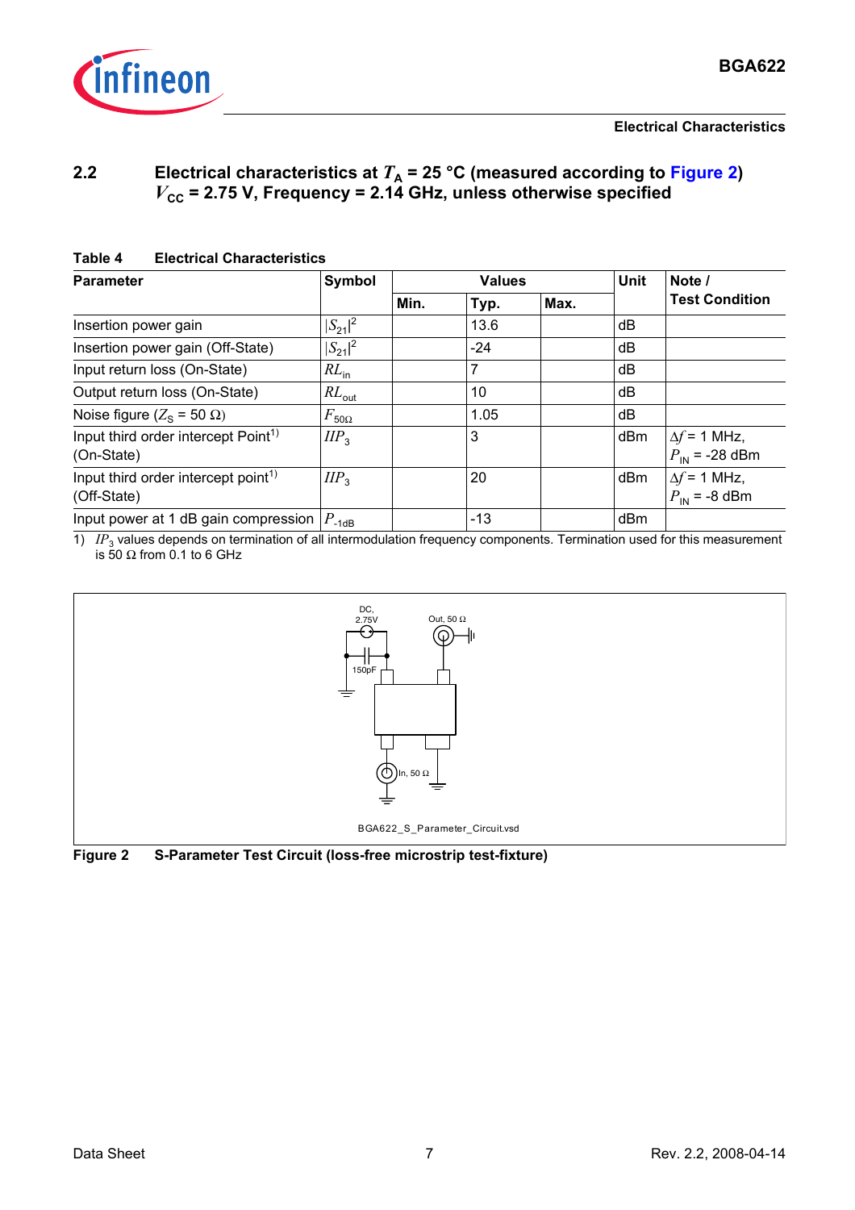## 2.2 Electrical characteristics at $T_A$ = 25 °C (measured according to Figure 2) $V_{CC}$ = 2.75 V, Frequency = 2.14 GHz, unless otherwise specified

**Table 4 Electrical Characteristics**

| Parameter | Symbol | Values | | | Unit | Note / Test Condition |
|---|---|---|---|---|---|---|
| | | Min. | Typ. | Max. | | |
| Insertion power gain | $\|S_{21}\|^2$ | | 13.6 | | dB | |
| Insertion power gain (Off-State) | $\|S_{21}\|^2$ | | -24 | | dB | |
| Input return loss (On-State) | $RL_{in}$ | | 7 | | dB | |
| Output return loss (On-State) | $RL_{out}$ | | 10 | | dB | |
| Noise figure ($Z_S$ = 50 Ω) | $F_{50\Omega}$ | | 1.05 | | dB | |
| Input third order intercept Point[1] (On-State) | $IIP_3$ | | 3 | | dBm | $\Delta f$ = 1 MHz, $P_{IN}$ = -28 dBm |
| Input third order intercept point[1] (Off-State) | $IIP_3$ | | 20 | | dBm | $\Delta f$ = 1 MHz, $P_{IN}$ = -8 dBm |
| Input power at 1 dB gain compression | $P_{-1dB}$ | | -13 | | dBm | |

1) $IP_3$ values depends on termination of all intermodulation frequency components. Termination used for this measurement is 50 Ω from 0.1 to 6 GHz

DC, 2.75V

Out, 50 Ω

150pF

In, 50 Ω

BGA622_S_Parameter_Circuit.vsd

**Figure 2 S-Parameter Test Circuit (loss-free microstrip test-fixture)**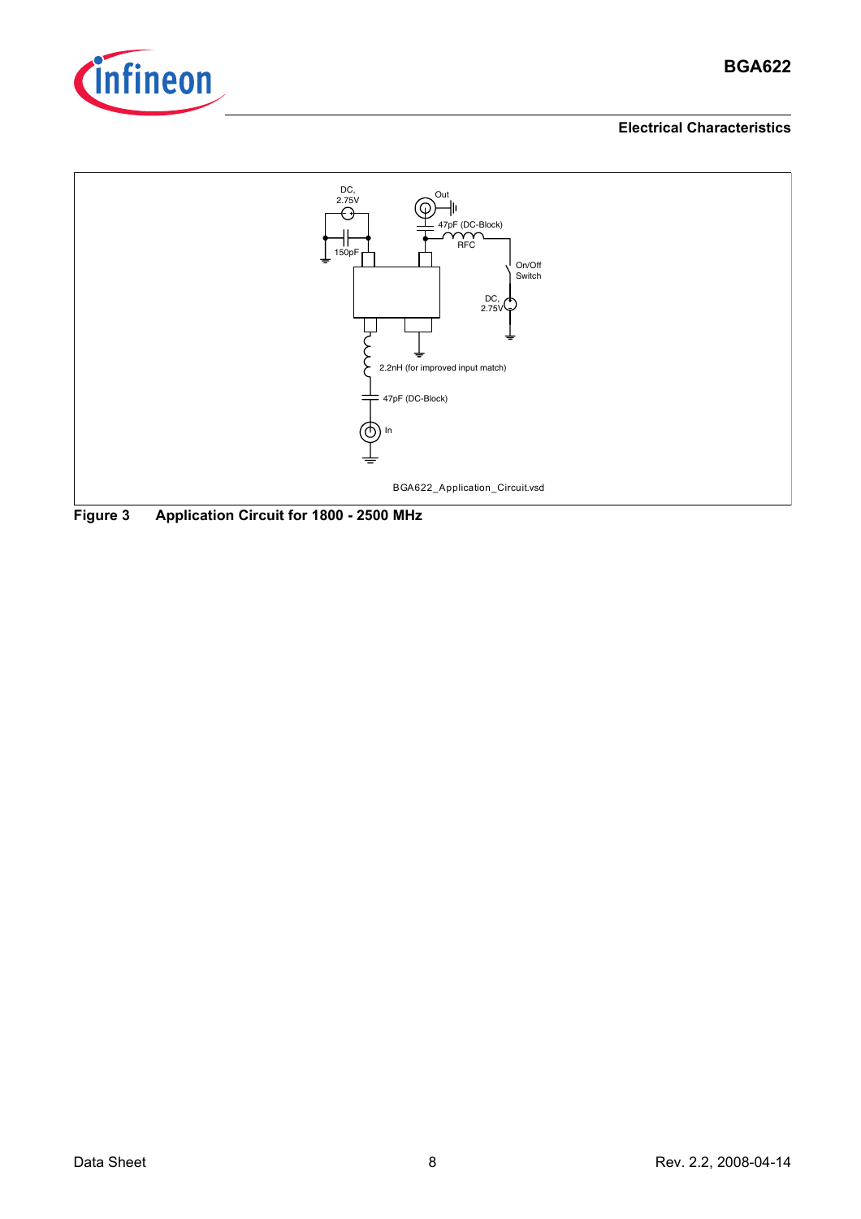DC, 2.75V

150pF

Out

47pF (DC-Block)

RFC

On/Off Switch

DC, 2.75V

2.2nH (for improved input match)

47pF (DC-Block)

In

BGA622_Application_Circuit.vsd

**Figure 3 Application Circuit for 1800 - 2500 MHz**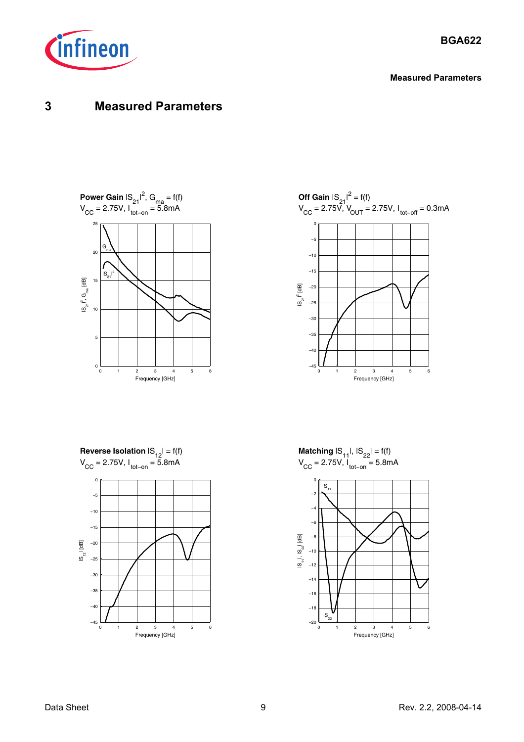# 3 Measured Parameters

**Power Gain** $|S_{21}|^2$, $G_{ma} = f(f)$
$V_{CC} = 2.75V$, $I_{tot-on} = 5.8mA$

**Off Gain** $|S_{21}|^2 = f(f)$
$V_{CC} = 2.75V$, $V_{OUT} = 2.75V$, $I_{tot-off} = 0.3mA$

**Reverse Isolation** $|S_{12}| = f(f)$
$V_{CC} = 2.75V$, $I_{tot-on} = 5.8mA$

**Matching** $|S_{11}|$, $|S_{22}| = f(f)$
$V_{CC} = 2.75V$, $I_{tot-on} = 5.8mA$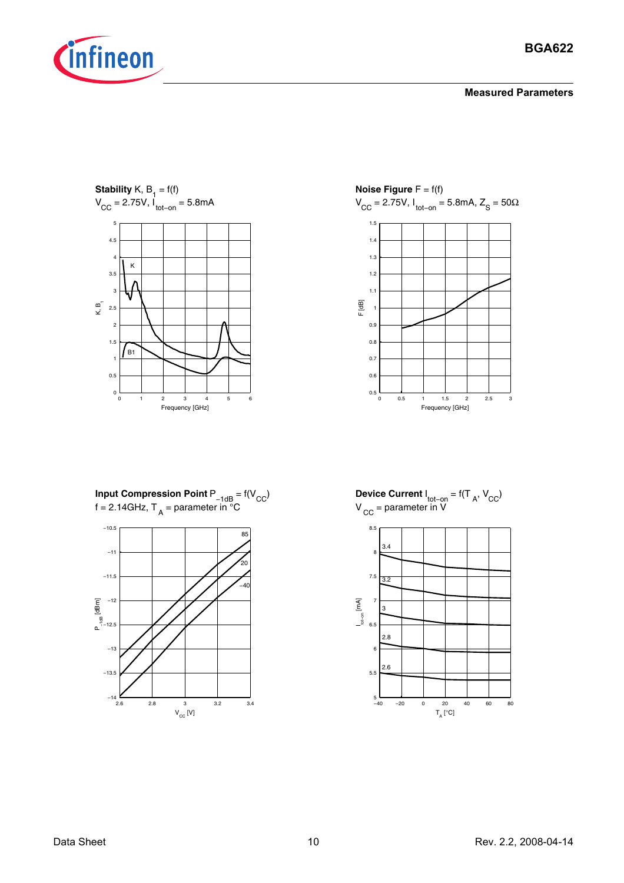## Measured Parameters

**Stability** K, $B_1$ = f(f)
$V_{CC}$ = 2.75V, $I_{tot-on}$ = 5.8mA

**Noise Figure** F = f(f)
$V_{CC}$ = 2.75V, $I_{tot-on}$ = 5.8mA, $Z_S$ = 50Ω

**Input Compression Point** $P_{-1dB}$ = f($V_{CC}$)
f = 2.14GHz, $T_A$ = parameter in °C

**Device Current** $I_{tot-on}$ = f($T_A$, $V_{CC}$)
$V_{CC}$ = parameter in V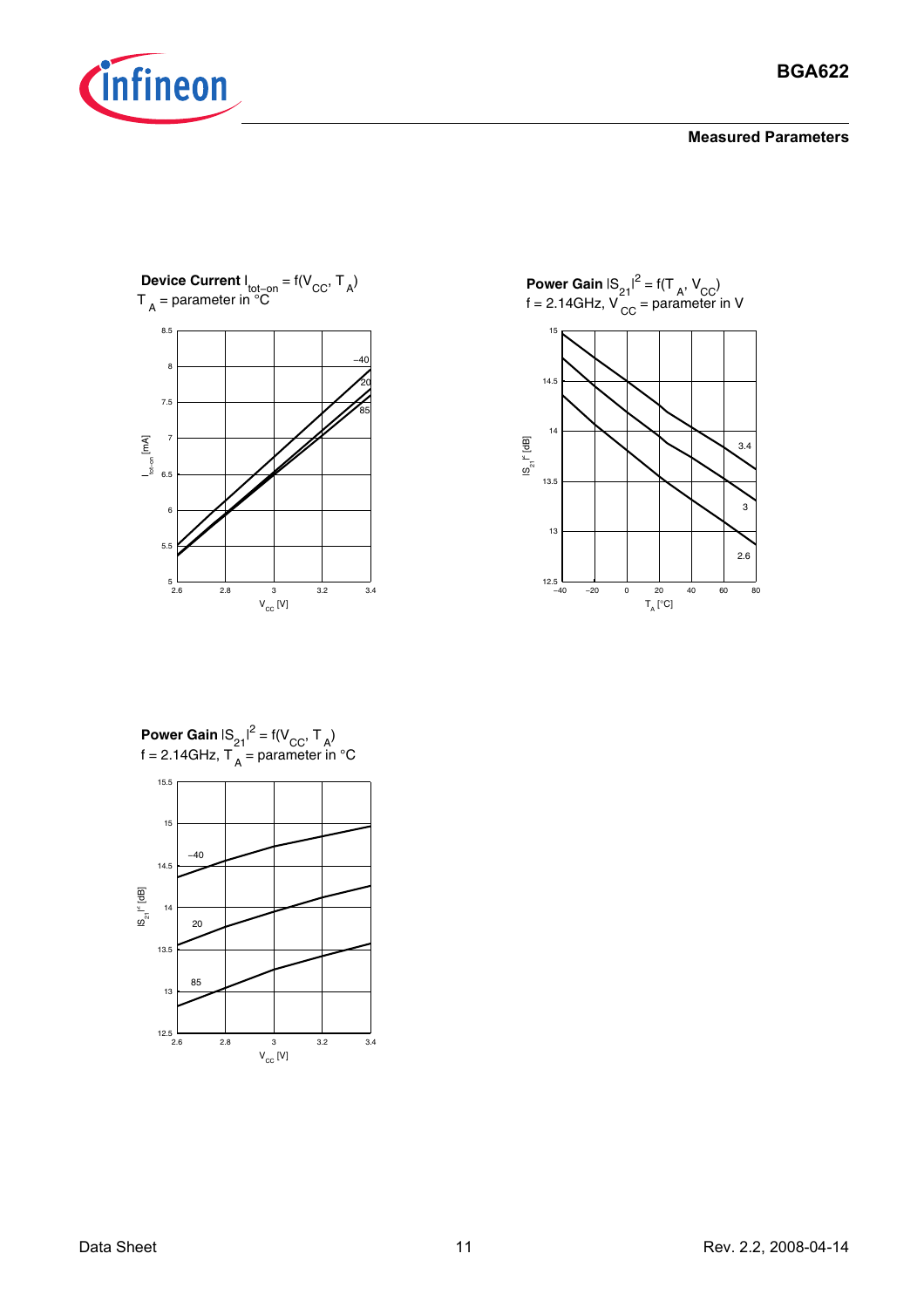## Measured Parameters

**Device Current** $I_{tot-on} = f(V_{CC}, T_A)$
$T_A$ = parameter in °C

8.5
8
7.5
7
6.5
6
5.5
5

$I_{tot-on}$ [mA]

–40
20
85

2.6 2.8 3 3.2 3.4

$V_{CC}$ [V]

**Power Gain** $|S_{21}|^2 = f(T_A, V_{CC})$
f = 2.14GHz, $V_{CC}$ = parameter in V

15
14.5
14
13.5
13
12.5

$|S_{21}|^2$ [dB]

3.4
3
2.6

–40 –20 0 20 40 60 80

$T_A$ [°C]

**Power Gain** $|S_{21}|^2 = f(V_{CC}, T_A)$
f = 2.14GHz, $T_A$ = parameter in °C

15.5
15
14.5
14
13.5
13
12.5

$|S_{21}|^2$ [dB]

–40
20
85

2.6 2.8 3 3.2 3.4

$V_{CC}$ [V]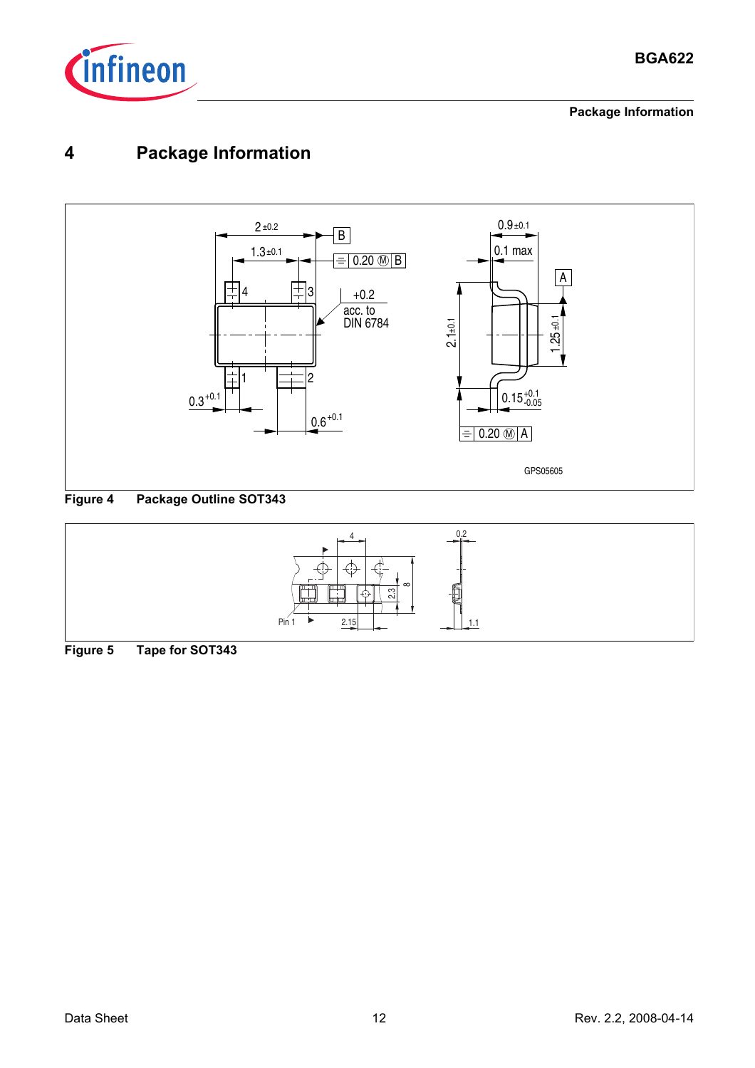# 4 Package Information

2 ±0.2

1.3 ±0.1

B

0.20 M B

4

3

+0.2
acc. to
DIN 6784

1

2

0.3 +0.1

0.6 +0.1

0.9 ±0.1

0.1 max

A

2.1±0.1

1.25 ±0.1

0.15 +0.1 -0.05

0.20 M A

GPS05605

**Figure 4 Package Outline SOT343**

4

0.2

8

2.3

Pin 1

2.15

1.1

**Figure 5 Tape for SOT343**